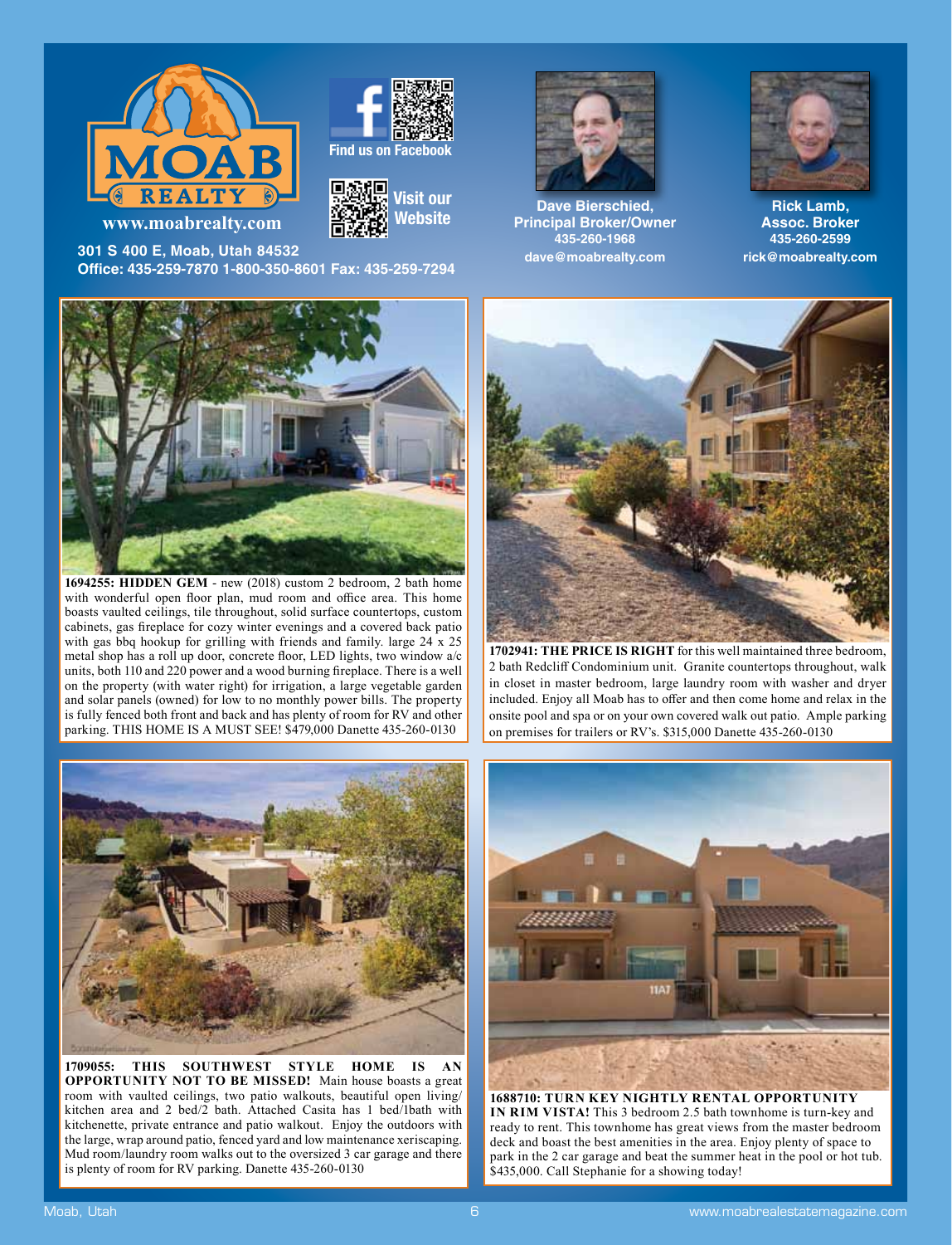# MOAB REALTY

www.moabrealty.com

301 S 400 E, Moab, Utah 84532
Office: 435-259-7870 1-800-350-8601 Fax: 435-259-7294

Find us on Facebook

Visit our Website

**Dave Bierschied, Principal Broker/Owner**
435-260-1968
dave@moabrealty.com

**Rick Lamb, Assoc. Broker**
435-260-2599
rick@moabrealty.com

**1694255: HIDDEN GEM** - new (2018) custom 2 bedroom, 2 bath home with wonderful open floor plan, mud room and office area. This home boasts vaulted ceilings, tile throughout, solid surface countertops, custom cabinets, gas fireplace for cozy winter evenings and a covered back patio with gas bbq hookup for grilling with friends and family. large 24 x 25 metal shop has a roll up door, concrete floor, LED lights, two window a/c units, both 110 and 220 power and a wood burning fireplace. There is a well on the property (with water right) for irrigation, a large vegetable garden and solar panels (owned) for low to no monthly power bills. The property is fully fenced both front and back and has plenty of room for RV and other parking. THIS HOME IS A MUST SEE! $479,000 Danette 435-260-0130

**1702941: THE PRICE IS RIGHT** for this well maintained three bedroom, 2 bath Redcliff Condominium unit. Granite countertops throughout, walk in closet in master bedroom, large laundry room with washer and dryer included. Enjoy all Moab has to offer and then come home and relax in the onsite pool and spa or on your own covered walk out patio. Ample parking on premises for trailers or RV's. $315,000 Danette 435-260-0130

**1709055: THIS SOUTHWEST STYLE HOME IS AN OPPORTUNITY NOT TO BE MISSED!** Main house boasts a great room with vaulted ceilings, two patio walkouts, beautiful open living/kitchen area and 2 bed/2 bath. Attached Casita has 1 bed/1bath with kitchenette, private entrance and patio walkout. Enjoy the outdoors with the large, wrap around patio, fenced yard and low maintenance xeriscaping. Mud room/laundry room walks out to the oversized 3 car garage and there is plenty of room for RV parking. Danette 435-260-0130

**1688710: TURN KEY NIGHTLY RENTAL OPPORTUNITY IN RIM VISTA!** This 3 bedroom 2.5 bath townhome is turn-key and ready to rent. This townhome has great views from the master bedroom deck and boast the best amenities in the area. Enjoy plenty of space to park in the 2 car garage and beat the summer heat in the pool or hot tub. $435,000. Call Stephanie for a showing today!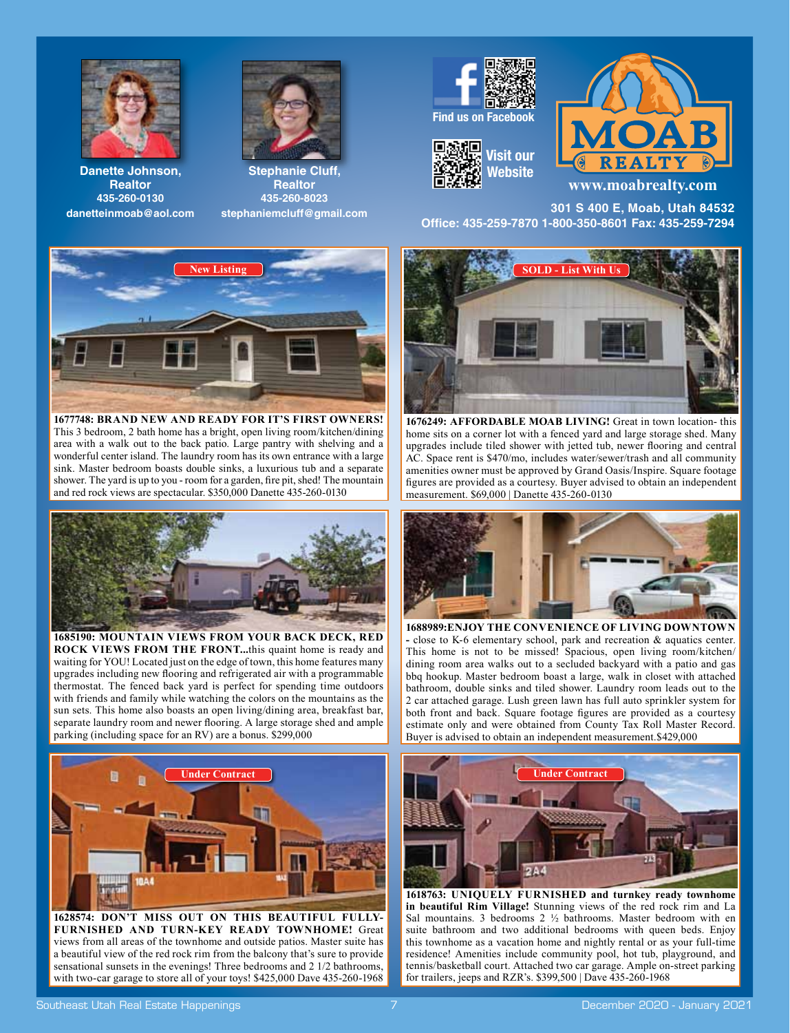**Danette Johnson, Realtor**
435-260-0130
danetteinmoab@aol.com

**Stephanie Cluff, Realtor**
435-260-8023
stephaniemcluff@gmail.com

Find us on Facebook

Visit our Website

MOAB REALTY
www.moabrealty.com

301 S 400 E, Moab, Utah 84532
Office: 435-259-7870 1-800-350-8601 Fax: 435-259-7294

New Listing

**1677748: BRAND NEW AND READY FOR IT'S FIRST OWNERS!** This 3 bedroom, 2 bath home has a bright, open living room/kitchen/dining area with a walk out to the back patio. Large pantry with shelving and a wonderful center island. The laundry room has its own entrance with a large sink. Master bedroom boasts double sinks, a luxurious tub and a separate shower. The yard is up to you - room for a garden, fire pit, shed! The mountain and red rock views are spectacular. $350,000 Danette 435-260-0130

SOLD - List With Us

**1676249: AFFORDABLE MOAB LIVING!** Great in town location- this home sits on a corner lot with a fenced yard and large storage shed. Many upgrades include tiled shower with jetted tub, newer flooring and central AC. Space rent is $470/mo, includes water/sewer/trash and all community amenities owner must be approved by Grand Oasis/Inspire. Square footage figures are provided as a courtesy. Buyer advised to obtain an independent measurement. $69,000 | Danette 435-260-0130

**1685190: MOUNTAIN VIEWS FROM YOUR BACK DECK, RED ROCK VIEWS FROM THE FRONT...**this quaint home is ready and waiting for YOU! Located just on the edge of town, this home features many upgrades including new flooring and refrigerated air with a programmable thermostat. The fenced back yard is perfect for spending time outdoors with friends and family while watching the colors on the mountains as the sun sets. This home also boasts an open living/dining area, breakfast bar, separate laundry room and newer flooring. A large storage shed and ample parking (including space for an RV) are a bonus. $299,000

**1688989:ENJOY THE CONVENIENCE OF LIVING DOWNTOWN** - close to K-6 elementary school, park and recreation & aquatics center. This home is not to be missed! Spacious, open living room/kitchen/dining room area walks out to a secluded backyard with a patio and gas bbq hookup. Master bedroom boast a large, walk in closet with attached bathroom, double sinks and tiled shower. Laundry room leads out to the 2 car attached garage. Lush green lawn has full auto sprinkler system for both front and back. Square footage figures are provided as a courtesy estimate only and were obtained from County Tax Roll Master Record. Buyer is advised to obtain an independent measurement.$429,000

Under Contract

**1628574: DON'T MISS OUT ON THIS BEAUTIFUL FULLY-FURNISHED AND TURN-KEY READY TOWNHOME!** Great views from all areas of the townhome and outside patios. Master suite has a beautiful view of the red rock rim from the balcony that's sure to provide sensational sunsets in the evenings! Three bedrooms and 2 1/2 bathrooms, with two-car garage to store all of your toys! $425,000 Dave 435-260-1968

Under Contract

**1618763: UNIQUELY FURNISHED and turnkey ready townhome in beautiful Rim Village!** Stunning views of the red rock rim and La Sal mountains. 3 bedrooms 2 ½ bathrooms. Master bedroom with en suite bathroom and two additional bedrooms with queen beds. Enjoy this townhome as a vacation home and nightly rental or as your full-time residence! Amenities include community pool, hot tub, playground, and tennis/basketball court. Attached two car garage. Ample on-street parking for trailers, jeeps and RZR's. $399,500 | Dave 435-260-1968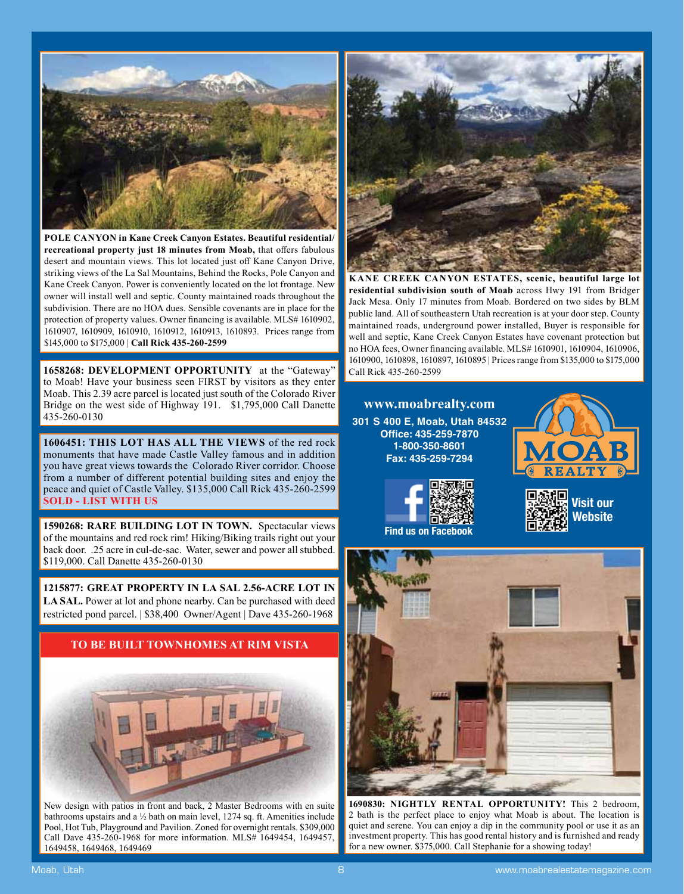**POLE CANYON in Kane Creek Canyon Estates. Beautiful residential/recreational property just 18 minutes from Moab,** that offers fabulous desert and mountain views. This lot located just off Kane Canyon Drive, striking views of the La Sal Mountains, Behind the Rocks, Pole Canyon and Kane Creek Canyon. Power is conveniently located on the lot frontage. New owner will install well and septic. County maintained roads throughout the subdivision. There are no HOA dues. Sensible covenants are in place for the protection of property values. Owner financing is available. MLS# 1610902, 1610907, 1610909, 1610910, 1610912, 1610913, 1610893. Prices range from $145,000 to $175,000 | **Call Rick 435-260-2599**

**1658268: DEVELOPMENT OPPORTUNITY** at the "Gateway" to Moab! Have your business seen FIRST by visitors as they enter Moab. This 2.39 acre parcel is located just south of the Colorado River Bridge on the west side of Highway 191. $1,795,000 Call Danette 435-260-0130

**1606451: THIS LOT HAS ALL THE VIEWS** of the red rock monuments that have made Castle Valley famous and in addition you have great views towards the Colorado River corridor. Choose from a number of different potential building sites and enjoy the peace and quiet of Castle Valley. $135,000 Call Rick 435-260-2599
**SOLD - LIST WITH US**

**1590268: RARE BUILDING LOT IN TOWN.** Spectacular views of the mountains and red rock rim! Hiking/Biking trails right out your back door. .25 acre in cul-de-sac. Water, sewer and power all stubbed. $119,000. Call Danette 435-260-0130

**1215877: GREAT PROPERTY IN LA SAL 2.56-ACRE LOT IN LA SAL.** Power at lot and phone nearby. Can be purchased with deed restricted pond parcel. | $38,400 Owner/Agent | Dave 435-260-1968

## TO BE BUILT TOWNHOMES AT RIM VISTA

New design with patios in front and back, 2 Master Bedrooms with en suite bathrooms upstairs and a ½ bath on main level, 1274 sq. ft. Amenities include Pool, Hot Tub, Playground and Pavilion. Zoned for overnight rentals. $309,000 Call Dave 435-260-1968 for more information. MLS# 1649454, 1649457, 1649458, 1649468, 1649469

**KANE CREEK CANYON ESTATES, scenic, beautiful large lot residential subdivision south of Moab** across Hwy 191 from Bridger Jack Mesa. Only 17 minutes from Moab. Bordered on two sides by BLM public land. All of southeastern Utah recreation is at your door step. County maintained roads, underground power installed, Buyer is responsible for well and septic, Kane Creek Canyon Estates have covenant protection but no HOA fees, Owner financing available. MLS# 1610901, 1610904, 1610906, 1610900, 1610898, 1610897, 1610895 | Prices range from $135,000 to $175,000 Call Rick 435-260-2599

**www.moabrealty.com**
301 S 400 E, Moab, Utah 84532
Office: 435-259-7870
1-800-350-8601
Fax: 435-259-7294

MOAB REALTY

Find us on Facebook

Visit our Website

**1690830: NIGHTLY RENTAL OPPORTUNITY!** This 2 bedroom, 2 bath is the perfect place to enjoy what Moab is about. The location is quiet and serene. You can enjoy a dip in the community pool or use it as an investment property. This has good rental history and is furnished and ready for a new owner. $375,000. Call Stephanie for a showing today!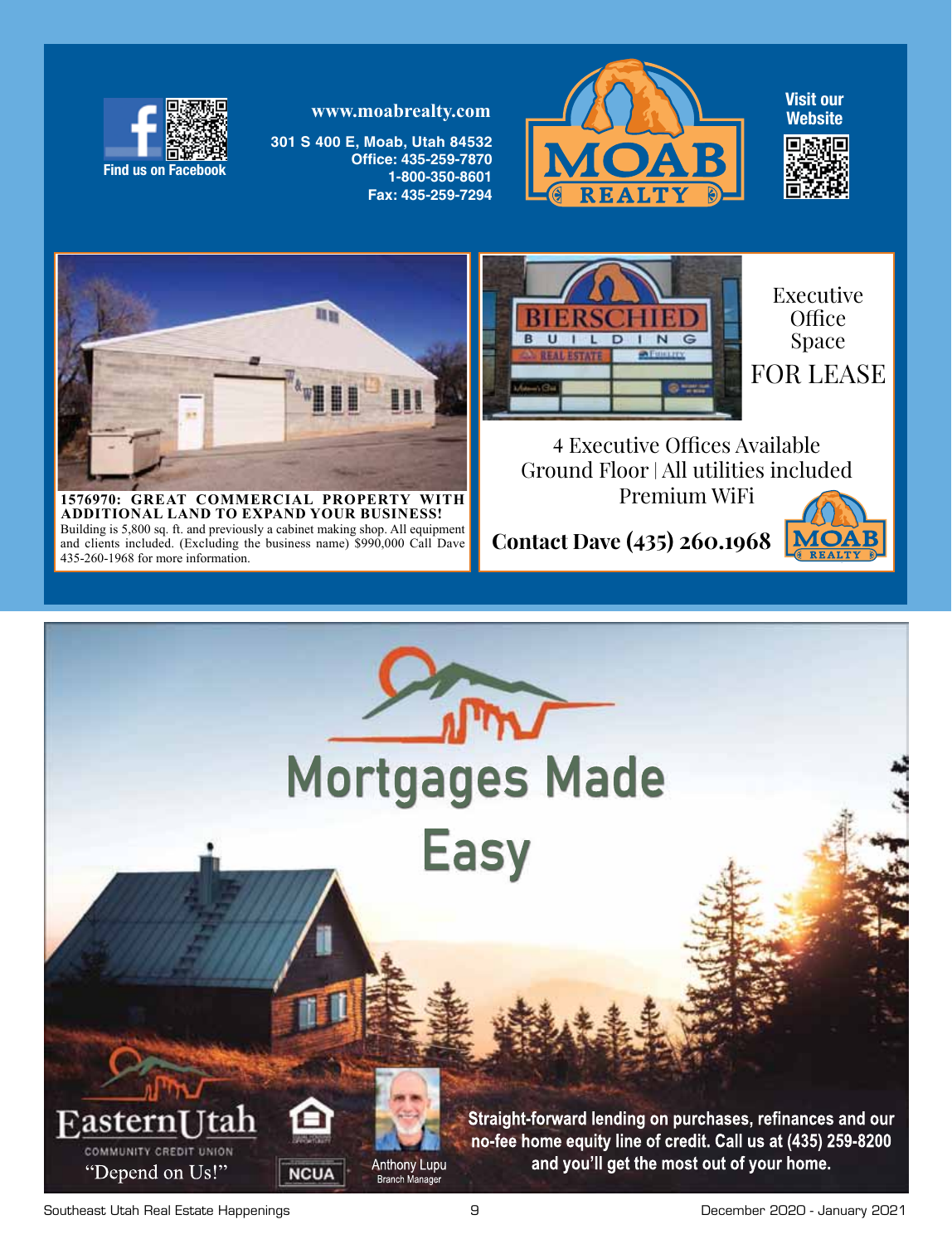Find us on Facebook

www.moabrealty.com

301 S 400 E, Moab, Utah 84532
Office: 435-259-7870
1-800-350-8601
Fax: 435-259-7294

MOAB REALTY

Visit our Website

**1576970: GREAT COMMERCIAL PROPERTY WITH ADDITIONAL LAND TO EXPAND YOUR BUSINESS!**
Building is 5,800 sq. ft. and previously a cabinet making shop. All equipment and clients included. (Excluding the business name) $990,000 Call Dave 435-260-1968 for more information.

Executive Office Space
FOR LEASE

4 Executive Offices Available
Ground Floor | All utilities included
Premium WiFi

**Contact Dave (435) 260.1968**

# Mortgages Made Easy

EasternUtah
COMMUNITY CREDIT UNION
"Depend on Us!"

NCUA

Anthony Lupu
Branch Manager

**Straight-forward lending on purchases, refinances and our no-fee home equity line of credit. Call us at (435) 259-8200 and you'll get the most out of your home.**